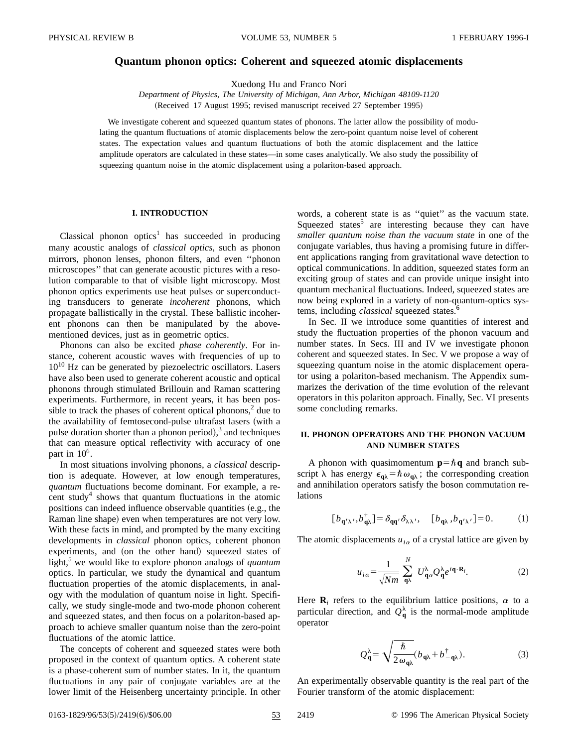# Quantum phonon optics: Coherent and squeezed atomic displacements

Xuedong Hu and Franco Nori

*Department of Physics, The University of Michigan, Ann Arbor, Michigan 48109-1120*

(Received 17 August 1995; revised manuscript received 27 September 1995)

We investigate coherent and squeezed quantum states of phonons. The latter allow the possibility of modulating the quantum fluctuations of atomic displacements below the zero-point quantum noise level of coherent states. The expectation values and quantum fluctuations of both the atomic displacement and the lattice amplitude operators are calculated in these states—in some cases analytically. We also study the possibility of squeezing quantum noise in the atomic displacement using a polariton-based approach.

## I. INTRODUCTION

Classical phonon optics[1] has succeeded in producing many acoustic analogs of *classical optics*, such as phonon mirrors, phonon lenses, phonon filters, and even "phonon microscopes" that can generate acoustic pictures with a resolution comparable to that of visible light microscopy. Most phonon optics experiments use heat pulses or superconducting transducers to generate *incoherent* phonons, which propagate ballistically in the crystal. These ballistic incoherent phonons can then be manipulated by the above-mentioned devices, just as in geometric optics.

Phonons can also be excited *phase coherently*. For instance, coherent acoustic waves with frequencies of up to $10^{10}$ Hz can be generated by piezoelectric oscillators. Lasers have also been used to generate coherent acoustic and optical phonons through stimulated Brillouin and Raman scattering experiments. Furthermore, in recent years, it has been possible to track the phases of coherent optical phonons,[2] due to the availability of femtosecond-pulse ultrafast lasers (with a pulse duration shorter than a phonon period),[3] and techniques that can measure optical reflectivity with accuracy of one part in $10^6$.

In most situations involving phonons, a *classical* description is adequate. However, at low enough temperatures, *quantum* fluctuations become dominant. For example, a recent study[4] shows that quantum fluctuations in the atomic positions can indeed influence observable quantities (e.g., the Raman line shape) even when temperatures are not very low. With these facts in mind, and prompted by the many exciting developments in *classical* phonon optics, coherent phonon experiments, and (on the other hand) squeezed states of light,[5] we would like to explore phonon analogs of *quantum* optics. In particular, we study the dynamical and quantum fluctuation properties of the atomic displacements, in analogy with the modulation of quantum noise in light. Specifically, we study single-mode and two-mode phonon coherent and squeezed states, and then focus on a polariton-based approach to achieve smaller quantum noise than the zero-point fluctuations of the atomic lattice.

The concepts of coherent and squeezed states were both proposed in the context of quantum optics. A coherent state is a phase-coherent sum of number states. In it, the quantum fluctuations in any pair of conjugate variables are at the lower limit of the Heisenberg uncertainty principle. In other words, a coherent state is as "quiet" as the vacuum state. Squeezed states[5] are interesting because they can have *smaller quantum noise than the vacuum state* in one of the conjugate variables, thus having a promising future in different applications ranging from gravitational wave detection to optical communications. In addition, squeezed states form an exciting group of states and can provide unique insight into quantum mechanical fluctuations. Indeed, squeezed states are now being explored in a variety of non-quantum-optics systems, including *classical* squeezed states.[6]

In Sec. II we introduce some quantities of interest and study the fluctuation properties of the phonon vacuum and number states. In Secs. III and IV we investigate phonon coherent and squeezed states. In Sec. V we propose a way of squeezing quantum noise in the atomic displacement operator using a polariton-based mechanism. The Appendix summarizes the derivation of the time evolution of the relevant operators in this polariton approach. Finally, Sec. VI presents some concluding remarks.

## II. PHONON OPERATORS AND THE PHONON VACUUM AND NUMBER STATES

A phonon with quasimomentum $\mathbf{p}=\hbar\mathbf{q}$ and branch subscript $\lambda$ has energy $\epsilon_{\mathbf{q}\lambda}=\hbar\omega_{\mathbf{q}\lambda}$; the corresponding creation and annihilation operators satisfy the boson commutation relations

$$[b_{\mathbf{q}'\lambda'},b_{\mathbf{q}\lambda}^{\dagger}]=\delta_{\mathbf{q}\mathbf{q}'}\delta_{\lambda\lambda'},\quad [b_{\mathbf{q}\lambda},b_{\mathbf{q}'\lambda'}]=0. \tag{1}$$

The atomic displacements $u_{i\alpha}$ of a crystal lattice are given by

$$u_{i\alpha}=\frac{1}{\sqrt{Nm}}\sum_{\mathbf{q}\lambda}^{N}U_{\mathbf{q}\alpha}^{\lambda}Q_{\mathbf{q}}^{\lambda}e^{i\mathbf{q}\cdot\mathbf{R}_i}. \tag{2}$$

Here $\mathbf{R}_i$ refers to the equilibrium lattice positions, $\alpha$ to a particular direction, and $Q_{\mathbf{q}}^{\lambda}$ is the normal-mode amplitude operator

$$Q_{\mathbf{q}}^{\lambda}=\sqrt{\frac{\hbar}{2\omega_{\mathbf{q}\lambda}}}(b_{\mathbf{q}\lambda}+b_{-\mathbf{q}\lambda}^{\dagger}). \tag{3}$$

An experimentally observable quantity is the real part of the Fourier transform of the atomic displacement: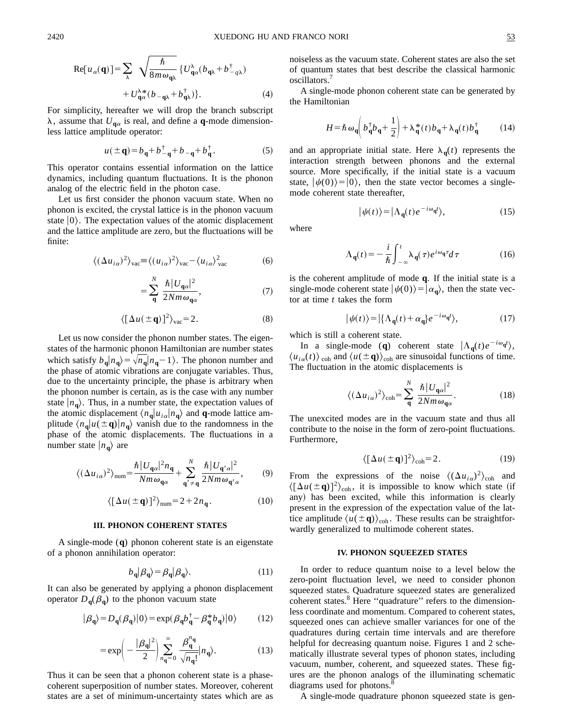$$\text{Re}[u_\alpha(\mathbf{q})] = \sum_\lambda \sqrt{\frac{\hbar}{8m\omega_{\mathbf{q}\lambda}}} \{U^\lambda_{\mathbf{q}\alpha}(b_{\mathbf{q}\lambda} + b^\dagger_{-q\lambda}) + U^{\lambda *}_{\mathbf{q}\alpha}(b_{-\mathbf{q}\lambda} + b^\dagger_{\mathbf{q}\lambda})\}. \tag{4}$$

For simplicity, hereafter we will drop the branch subscript $\lambda$, assume that $U_{\mathbf{q}\alpha}$ is real, and define a **q**-mode dimensionless lattice amplitude operator:

$$u(\pm\mathbf{q}) = b_\mathbf{q} + b^\dagger_{-\mathbf{q}} + b_{-\mathbf{q}} + b^\dagger_\mathbf{q}. \tag{5}$$

This operator contains essential information on the lattice dynamics, including quantum fluctuations. It is the phonon analog of the electric field in the photon case.

Let us first consider the phonon vacuum state. When no phonon is excited, the crystal lattice is in the phonon vacuum state $|0\rangle$. The expectation values of the atomic displacement and the lattice amplitude are zero, but the fluctuations will be finite:

$$\langle(\Delta u_{i\alpha})^2\rangle_{\text{vac}} \equiv \langle(u_{i\alpha})^2\rangle_{\text{vac}} - \langle u_{i\alpha}\rangle^2_{\text{vac}} \tag{6}$$

$$= \sum_\mathbf{q}^N \frac{\hbar |U_{\mathbf{q}\alpha}|^2}{2Nm\omega_{\mathbf{q}\alpha}}, \tag{7}$$

$$\langle[\Delta u(\pm\mathbf{q})]^2\rangle_{\text{vac}} = 2. \tag{8}$$

Let us now consider the phonon number states. The eigenstates of the harmonic phonon Hamiltonian are number states which satisfy $b_\mathbf{q}|n_\mathbf{q}\rangle = \sqrt{n_\mathbf{q}}|n_\mathbf{q} - 1\rangle$. The phonon number and the phase of atomic vibrations are conjugate variables. Thus, due to the uncertainty principle, the phase is arbitrary when the phonon number is certain, as is the case with any number state $|n_\mathbf{q}\rangle$. Thus, in a number state, the expectation values of the atomic displacement $\langle n_\mathbf{q}|u_{i\alpha}|n_\mathbf{q}\rangle$ and **q**-mode lattice amplitude $\langle n_\mathbf{q}|u(\pm\mathbf{q})|n_\mathbf{q}\rangle$ vanish due to the randomness in the phase of the atomic displacements. The fluctuations in a number state $|n_\mathbf{q}\rangle$ are

$$\langle(\Delta u_{i\alpha})^2\rangle_{\text{num}} = \frac{\hbar |U_{\mathbf{q}\alpha}|^2 n_\mathbf{q}}{Nm\omega_{\mathbf{q}\alpha}} + \sum_{\mathbf{q}'\neq\mathbf{q}}^N \frac{\hbar |U_{\mathbf{q}'\alpha}|^2}{2Nm\omega_{\mathbf{q}'\alpha}}, \tag{9}$$

$$\langle[\Delta u(\pm\mathbf{q})]^2\rangle_{\text{num}} = 2 + 2n_\mathbf{q}. \tag{10}$$

## III. PHONON COHERENT STATES

A single-mode (**q**) phonon coherent state is an eigenstate of a phonon annihilation operator:

$$b_\mathbf{q}|\beta_\mathbf{q}\rangle = \beta_\mathbf{q}|\beta_\mathbf{q}\rangle. \tag{11}$$

It can also be generated by applying a phonon displacement operator $D_\mathbf{q}(\beta_\mathbf{q})$ to the phonon vacuum state

$$|\beta_\mathbf{q}\rangle = D_\mathbf{q}(\beta_\mathbf{q})|0\rangle = \exp(\beta_\mathbf{q} b^\dagger_\mathbf{q} - \beta^*_\mathbf{q} b_\mathbf{q})|0\rangle \tag{12}$$

$$= \exp\left(-\frac{|\beta_\mathbf{q}|^2}{2}\right) \sum_{n_\mathbf{q}=0}^\infty \frac{\beta_\mathbf{q}^{n_\mathbf{q}}}{\sqrt{n_\mathbf{q}!}} |n_\mathbf{q}\rangle. \tag{13}$$

Thus it can be seen that a phonon coherent state is a phase-coherent superposition of number states. Moreover, coherent states are a set of minimum-uncertainty states which are as noiseless as the vacuum state. Coherent states are also the set of quantum states that best describe the classical harmonic oscillators.[7]

A single-mode phonon coherent state can be generated by the Hamiltonian

$$H = \hbar\omega_\mathbf{q}\left(b^\dagger_\mathbf{q} b_\mathbf{q} + \frac{1}{2}\right) + \lambda^*_\mathbf{q}(t) b_\mathbf{q} + \lambda_\mathbf{q}(t) b^\dagger_\mathbf{q} \tag{14}$$

and an appropriate initial state. Here $\lambda_\mathbf{q}(t)$ represents the interaction strength between phonons and the external source. More specifically, if the initial state is a vacuum state, $|\psi(0)\rangle = |0\rangle$, then the state vector becomes a single-mode coherent state thereafter,

$$|\psi(t)\rangle = |\Lambda_\mathbf{q}(t) e^{-i\omega_\mathbf{q} t}\rangle, \tag{15}$$

where

$$\Lambda_\mathbf{q}(t) = -\frac{i}{\hbar}\int_{-\infty}^t \lambda_\mathbf{q}(\tau) e^{i\omega_\mathbf{q}\tau} d\tau \tag{16}$$

is the coherent amplitude of mode **q**. If the initial state is a single-mode coherent state $|\psi(0)\rangle = |\alpha_\mathbf{q}\rangle$, then the state vector at time $t$ takes the form

$$|\psi(t)\rangle = |\{\Lambda_\mathbf{q}(t) + \alpha_\mathbf{q}\} e^{-i\omega_\mathbf{q} t}\rangle, \tag{17}$$

which is still a coherent state.

In a single-mode (**q**) coherent state $|\Lambda_\mathbf{q}(t) e^{-i\omega_\mathbf{q} t}\rangle$, $\langle u_{i\alpha}(t)\rangle_{\text{coh}}$ and $\langle u(\pm\mathbf{q})\rangle_{\text{coh}}$ are sinusoidal functions of time. The fluctuation in the atomic displacements is

$$\langle(\Delta u_{i\alpha})^2\rangle_{\text{coh}} = \sum_\mathbf{q}^N \frac{\hbar |U_{\mathbf{q}\alpha}|^2}{2Nm\omega_{\mathbf{q}\alpha}}. \tag{18}$$

The unexcited modes are in the vacuum state and thus all contribute to the noise in the form of zero-point fluctuations. Furthermore,

$$\langle[\Delta u(\pm\mathbf{q})]^2\rangle_{\text{coh}} = 2. \tag{19}$$

From the expressions of the noise $\langle(\Delta u_{i\alpha})^2\rangle_{\text{coh}}$ and $\langle[\Delta u(\pm\mathbf{q})]^2\rangle_{\text{coh}}$, it is impossible to know which state (if any) has been excited, while this information is clearly present in the expression of the expectation value of the lattice amplitude $\langle u(\pm\mathbf{q})\rangle_{\text{coh}}$. These results can be straightforwardly generalized to multimode coherent states.

## IV. PHONON SQUEEZED STATES

In order to reduce quantum noise to a level below the zero-point fluctuation level, we need to consider phonon squeezed states. Quadrature squeezed states are generalized coherent states.[8] Here ''quadrature'' refers to the dimensionless coordinate and momentum. Compared to coherent states, squeezed ones can achieve smaller variances for one of the quadratures during certain time intervals and are therefore helpful for decreasing quantum noise. Figures 1 and 2 schematically illustrate several types of phonon states, including vacuum, number, coherent, and squeezed states. These figures are the phonon analogs of the illuminating schematic diagrams used for photons.[8]

A single-mode quadrature phonon squeezed state is gen-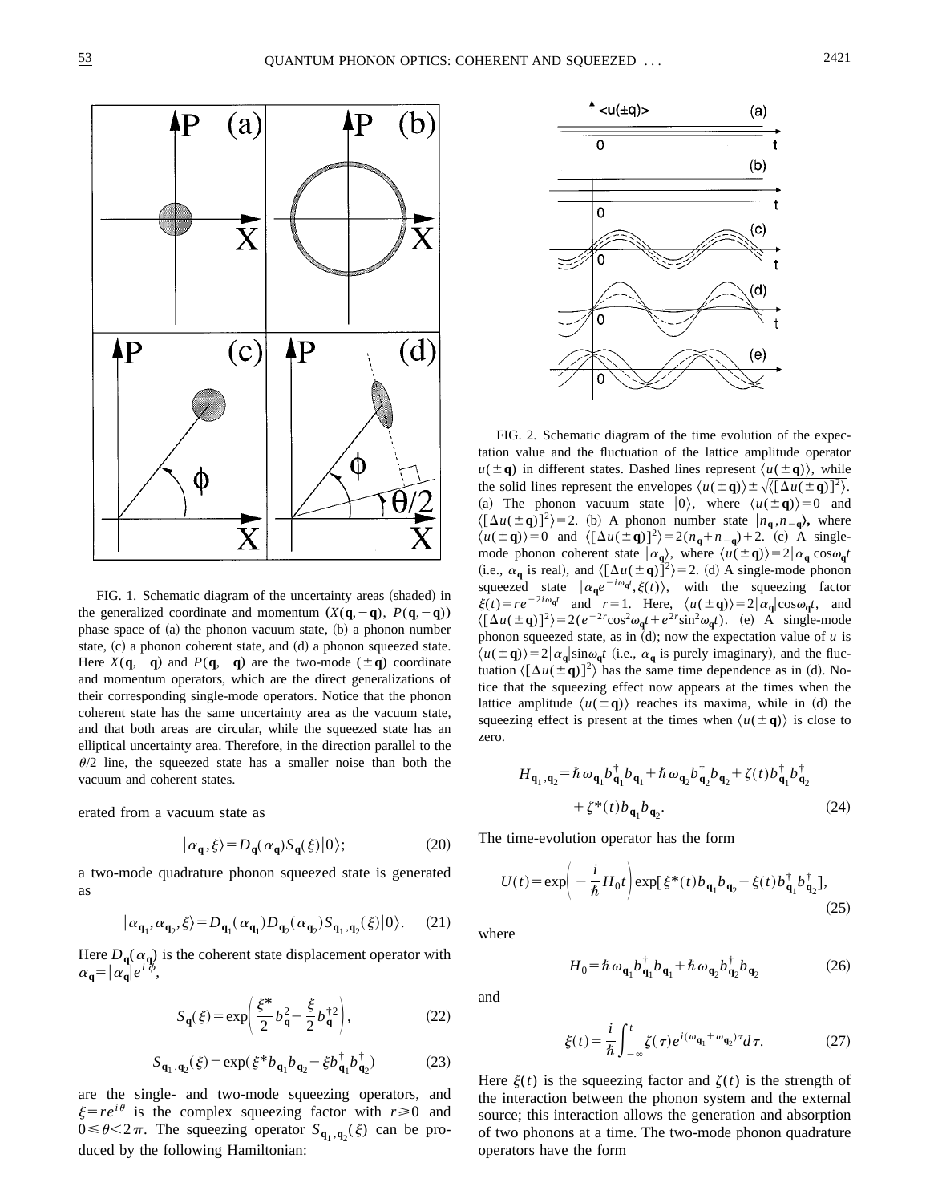FIG. 1. Schematic diagram of the uncertainty areas (shaded) in the generalized coordinate and momentum $(X(\mathbf{q},-\mathbf{q}),\ P(\mathbf{q},-\mathbf{q}))$ phase space of (a) the phonon vacuum state, (b) a phonon number state, (c) a phonon coherent state, and (d) a phonon squeezed state. Here $X(\mathbf{q},-\mathbf{q})$ and $P(\mathbf{q},-\mathbf{q})$ are the two-mode $(\pm\mathbf{q})$ coordinate and momentum operators, which are the direct generalizations of their corresponding single-mode operators. Notice that the phonon coherent state has the same uncertainty area as the vacuum state, and that both areas are circular, while the squeezed state has an elliptical uncertainty area. Therefore, in the direction parallel to the $\theta/2$ line, the squeezed state has a smaller noise than both the vacuum and coherent states.

FIG. 2. Schematic diagram of the time evolution of the expectation value and the fluctuation of the lattice amplitude operator $u(\pm\mathbf{q})$ in different states. Dashed lines represent $\langle u(\pm\mathbf{q})\rangle$, while the solid lines represent the envelopes $\langle u(\pm\mathbf{q})\rangle \pm \sqrt{\langle[\Delta u(\pm\mathbf{q})]^2\rangle}$. (a) The phonon vacuum state $|0\rangle$, where $\langle u(\pm\mathbf{q})\rangle = 0$ and $\langle[\Delta u(\pm\mathbf{q})]^2\rangle = 2$. (b) A phonon number state $|n_{\mathbf{q}},n_{-\mathbf{q}}\rangle$, where $\langle u(\pm\mathbf{q})\rangle = 0$ and $\langle[\Delta u(\pm\mathbf{q})]^2\rangle = 2(n_{\mathbf{q}}+n_{-\mathbf{q}})+2$. (c) A single-mode phonon coherent state $|\alpha_{\mathbf{q}}\rangle$, where $\langle u(\pm\mathbf{q})\rangle = 2|\alpha_{\mathbf{q}}|\cos\omega_{\mathbf{q}}t$ (i.e., $\alpha_{\mathbf{q}}$ is real), and $\langle[\Delta u(\pm\mathbf{q})]^2\rangle = 2$. (d) A single-mode phonon squeezed state $|\alpha_{\mathbf{q}}e^{-i\omega_{\mathbf{q}}t},\xi(t)\rangle$, with the squeezing factor $\xi(t) = re^{-2i\omega_{\mathbf{q}}t}$ and $r=1$. Here, $\langle u(\pm\mathbf{q})\rangle = 2|\alpha_{\mathbf{q}}|\cos\omega_{\mathbf{q}}t$, and $\langle[\Delta u(\pm\mathbf{q})]^2\rangle = 2(e^{-2r}\cos^2\omega_{\mathbf{q}}t + e^{2r}\sin^2\omega_{\mathbf{q}}t)$. (e) A single-mode phonon squeezed state, as in (d); now the expectation value of $u$ is $\langle u(\pm\mathbf{q})\rangle = 2|\alpha_{\mathbf{q}}|\sin\omega_{\mathbf{q}}t$ (i.e., $\alpha_{\mathbf{q}}$ is purely imaginary), and the fluctuation $\langle[\Delta u(\pm\mathbf{q})]^2\rangle$ has the same time dependence as in (d). Notice that the squeezing effect now appears at the times when the lattice amplitude $\langle u(\pm\mathbf{q})\rangle$ reaches its maxima, while in (d) the squeezing effect is present at the times when $\langle u(\pm\mathbf{q})\rangle$ is close to zero.

erated from a vacuum state as

$$|\alpha_{\mathbf{q}},\xi\rangle = D_{\mathbf{q}}(\alpha_{\mathbf{q}})S_{\mathbf{q}}(\xi)|0\rangle; \tag{20}$$

a two-mode quadrature phonon squeezed state is generated as

$$|\alpha_{\mathbf{q}_1},\alpha_{\mathbf{q}_2},\xi\rangle = D_{\mathbf{q}_1}(\alpha_{\mathbf{q}_1})D_{\mathbf{q}_2}(\alpha_{\mathbf{q}_2})S_{\mathbf{q}_1,\mathbf{q}_2}(\xi)|0\rangle. \tag{21}$$

Here $D_{\mathbf{q}}(\alpha_{\mathbf{q}})$ is the coherent state displacement operator with $\alpha_{\mathbf{q}} = |\alpha_{\mathbf{q}}|e^{i\phi}$,

$$S_{\mathbf{q}}(\xi) = \exp\left(\frac{\xi^*}{2}b_{\mathbf{q}}^2 - \frac{\xi}{2}b_{\mathbf{q}}^{\dagger 2}\right), \tag{22}$$

$$S_{\mathbf{q}_1,\mathbf{q}_2}(\xi) = \exp(\xi^* b_{\mathbf{q}_1}b_{\mathbf{q}_2} - \xi b_{\mathbf{q}_1}^\dagger b_{\mathbf{q}_2}^\dagger) \tag{23}$$

are the single- and two-mode squeezing operators, and $\xi = re^{i\theta}$ is the complex squeezing factor with $r \geqslant 0$ and $0 \leqslant \theta < 2\pi$. The squeezing operator $S_{\mathbf{q}_1,\mathbf{q}_2}(\xi)$ can be produced by the following Hamiltonian:

$$H_{\mathbf{q}_1,\mathbf{q}_2} = \hbar\omega_{\mathbf{q}_1}b_{\mathbf{q}_1}^\dagger b_{\mathbf{q}_1} + \hbar\omega_{\mathbf{q}_2}b_{\mathbf{q}_2}^\dagger b_{\mathbf{q}_2} + \zeta(t)b_{\mathbf{q}_1}^\dagger b_{\mathbf{q}_2}^\dagger + \zeta^*(t)b_{\mathbf{q}_1}b_{\mathbf{q}_2}. \tag{24}$$

The time-evolution operator has the form

$$U(t) = \exp\left(-\frac{i}{\hbar}H_0 t\right)\exp[\xi^*(t)b_{\mathbf{q}_1}b_{\mathbf{q}_2} - \xi(t)b_{\mathbf{q}_1}^\dagger b_{\mathbf{q}_2}^\dagger], \tag{25}$$

where

$$H_0 = \hbar\omega_{\mathbf{q}_1}b_{\mathbf{q}_1}^\dagger b_{\mathbf{q}_1} + \hbar\omega_{\mathbf{q}_2}b_{\mathbf{q}_2}^\dagger b_{\mathbf{q}_2} \tag{26}$$

and

$$\xi(t) = \frac{i}{\hbar}\int_{-\infty}^{t}\zeta(\tau)e^{i(\omega_{\mathbf{q}_1}+\omega_{\mathbf{q}_2})\tau}d\tau. \tag{27}$$

Here $\xi(t)$ is the squeezing factor and $\zeta(t)$ is the strength of the interaction between the phonon system and the external source; this interaction allows the generation and absorption of two phonons at a time. The two-mode phonon quadrature operators have the form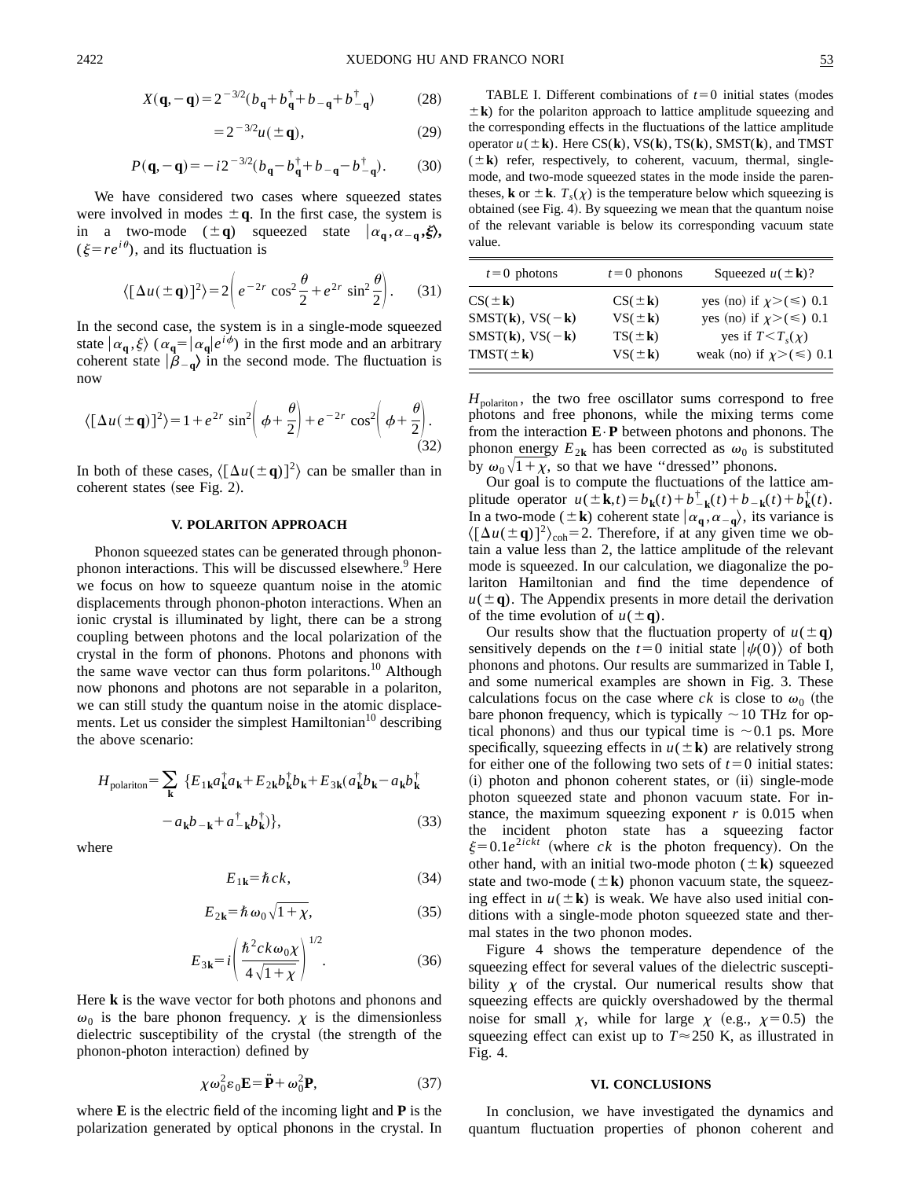$$X(\mathbf{q},-\mathbf{q})=2^{-3/2}(b_{\mathbf{q}}+b_{\mathbf{q}}^{\dagger}+b_{-\mathbf{q}}+b_{-\mathbf{q}}^{\dagger}) \tag{28}$$

$$=2^{-3/2}u(\pm\mathbf{q}), \tag{29}$$

$$P(\mathbf{q},-\mathbf{q})=-i2^{-3/2}(b_{\mathbf{q}}-b_{\mathbf{q}}^{\dagger}+b_{-\mathbf{q}}-b_{-\mathbf{q}}^{\dagger}). \tag{30}$$

We have considered two cases where squeezed states were involved in modes $\pm\mathbf{q}$. In the first case, the system is in a two-mode ($\pm\mathbf{q}$) squeezed state $|\alpha_{\mathbf{q}},\alpha_{-\mathbf{q}},\xi\rangle$, ($\xi=re^{i\theta}$), and its fluctuation is

$$\langle[\Delta u(\pm\mathbf{q})]^2\rangle=2\left(e^{-2r}\cos^2\frac{\theta}{2}+e^{2r}\sin^2\frac{\theta}{2}\right). \tag{31}$$

In the second case, the system is in a single-mode squeezed state $|\alpha_{\mathbf{q}},\xi\rangle$ ($\alpha_{\mathbf{q}}=|\alpha_{\mathbf{q}}|e^{i\phi}$) in the first mode and an arbitrary coherent state $|\beta_{-\mathbf{q}}\rangle$ in the second mode. The fluctuation is now

$$\langle[\Delta u(\pm\mathbf{q})]^2\rangle=1+e^{2r}\sin^2\left(\phi+\frac{\theta}{2}\right)+e^{-2r}\cos^2\left(\phi+\frac{\theta}{2}\right). \tag{32}$$

In both of these cases, $\langle[\Delta u(\pm\mathbf{q})]^2\rangle$ can be smaller than in coherent states (see Fig. 2).

## V. POLARITON APPROACH

Phonon squeezed states can be generated through phonon-phonon interactions. This will be discussed elsewhere.[9] Here we focus on how to squeeze quantum noise in the atomic displacements through phonon-photon interactions. When an ionic crystal is illuminated by light, there can be a strong coupling between photons and the local polarization of the crystal in the form of phonons. Photons and phonons with the same wave vector can thus form polaritons.[10] Although now phonons and photons are not separable in a polariton, we can still study the quantum noise in the atomic displacements. Let us consider the simplest Hamiltonian[10] describing the above scenario:

$$H_{\text{polariton}}=\sum_{\mathbf{k}}\{E_{1\mathbf{k}}a_{\mathbf{k}}^{\dagger}a_{\mathbf{k}}+E_{2\mathbf{k}}b_{\mathbf{k}}^{\dagger}b_{\mathbf{k}}+E_{3\mathbf{k}}(a_{\mathbf{k}}^{\dagger}b_{\mathbf{k}}-a_{\mathbf{k}}b_{\mathbf{k}}^{\dagger}-a_{\mathbf{k}}b_{-\mathbf{k}}+a_{-\mathbf{k}}^{\dagger}b_{\mathbf{k}}^{\dagger})\}, \tag{33}$$

where

$$E_{1\mathbf{k}}=\hbar ck, \tag{34}$$

$$E_{2\mathbf{k}}=\hbar\omega_0\sqrt{1+\chi}, \tag{35}$$

$$E_{3\mathbf{k}}=i\left(\frac{\hbar^2ck\omega_0\chi}{4\sqrt{1+\chi}}\right)^{1/2}. \tag{36}$$

Here $\mathbf{k}$ is the wave vector for both photons and phonons and $\omega_0$ is the bare phonon frequency. $\chi$ is the dimensionless dielectric susceptibility of the crystal (the strength of the phonon-photon interaction) defined by

$$\chi\omega_0^2\varepsilon_0\mathbf{E}=\ddot{\mathbf{P}}+\omega_0^2\mathbf{P}, \tag{37}$$

where $\mathbf{E}$ is the electric field of the incoming light and $\mathbf{P}$ is the polarization generated by optical phonons in the crystal. In $H_{\text{polariton}}$, the two free oscillator sums correspond to free photons and free phonons, while the mixing terms come from the interaction $\mathbf{E}\cdot\mathbf{P}$ between photons and phonons. The phonon energy $E_{2\mathbf{k}}$ has been corrected as $\omega_0$ is substituted by $\omega_0\sqrt{1+\chi}$, so that we have "dressed" phonons.

TABLE I. Different combinations of $t=0$ initial states (modes $\pm\mathbf{k}$) for the polariton approach to lattice amplitude squeezing and the corresponding effects in the fluctuations of the lattice amplitude operator $u(\pm\mathbf{k})$. Here CS($\mathbf{k}$), VS($\mathbf{k}$), TS($\mathbf{k}$), SMST($\mathbf{k}$), and TMST ($\pm\mathbf{k}$) refer, respectively, to coherent, vacuum, thermal, single-mode, and two-mode squeezed states in the mode inside the parentheses, $\mathbf{k}$ or $\pm\mathbf{k}$. $T_s(\chi)$ is the temperature below which squeezing is obtained (see Fig. 4). By squeezing we mean that the quantum noise of the relevant variable is below its corresponding vacuum state value.

| $t=0$ photons | $t=0$ phonons | Squeezed $u(\pm\mathbf{k})$? |
|---|---|---|
| CS($\pm\mathbf{k}$) | CS($\pm\mathbf{k}$) | yes (no) if $\chi>(\leqslant)$ 0.1 |
| SMST($\mathbf{k}$), VS($-\mathbf{k}$) | VS($\pm\mathbf{k}$) | yes (no) if $\chi>(\leqslant)$ 0.1 |
| SMST($\mathbf{k}$), VS($-\mathbf{k}$) | TS($\pm\mathbf{k}$) | yes if $T<T_s(\chi)$ |
| TMST($\pm\mathbf{k}$) | VS($\pm\mathbf{k}$) | weak (no) if $\chi>(\leqslant)$ 0.1 |

Our goal is to compute the fluctuations of the lattice amplitude operator $u(\pm\mathbf{k},t)=b_{\mathbf{k}}(t)+b_{-\mathbf{k}}^{\dagger}(t)+b_{-\mathbf{k}}(t)+b_{\mathbf{k}}^{\dagger}(t)$. In a two-mode ($\pm\mathbf{k}$) coherent state $|\alpha_{\mathbf{q}},\alpha_{-\mathbf{q}}\rangle$, its variance is $\langle[\Delta u(\pm\mathbf{q})]^2\rangle_{\text{coh}}=2$. Therefore, if at any given time we obtain a value less than 2, the lattice amplitude of the relevant mode is squeezed. In our calculation, we diagonalize the polariton Hamiltonian and find the time dependence of $u(\pm\mathbf{q})$. The Appendix presents in more detail the derivation of the time evolution of $u(\pm\mathbf{q})$.

Our results show that the fluctuation property of $u(\pm\mathbf{q})$ sensitively depends on the $t=0$ initial state $|\psi(0)\rangle$ of both phonons and photons. Our results are summarized in Table I, and some numerical examples are shown in Fig. 3. These calculations focus on the case where $ck$ is close to $\omega_0$ (the bare phonon frequency, which is typically $\sim$10 THz for optical phonons) and thus our typical time is $\sim$0.1 ps. More specifically, squeezing effects in $u(\pm\mathbf{k})$ are relatively strong for either one of the following two sets of $t=0$ initial states: (i) photon and phonon coherent states, or (ii) single-mode photon squeezed state and phonon vacuum state. For instance, the maximum squeezing exponent $r$ is 0.015 when the incident photon state has a squeezing factor $\xi=0.1e^{2ickt}$ (where $ck$ is the photon frequency). On the other hand, with an initial two-mode photon ($\pm\mathbf{k}$) squeezed state and two-mode ($\pm\mathbf{k}$) phonon vacuum state, the squeezing effect in $u(\pm\mathbf{k})$ is weak. We have also used initial conditions with a single-mode photon squeezed state and thermal states in the two phonon modes.

Figure 4 shows the temperature dependence of the squeezing effect for several values of the dielectric susceptibility $\chi$ of the crystal. Our numerical results show that squeezing effects are quickly overshadowed by the thermal noise for small $\chi$, while for large $\chi$ (e.g., $\chi=0.5$) the squeezing effect can exist up to $T\approx250$ K, as illustrated in Fig. 4.

## VI. CONCLUSIONS

In conclusion, we have investigated the dynamics and quantum fluctuation properties of phonon coherent and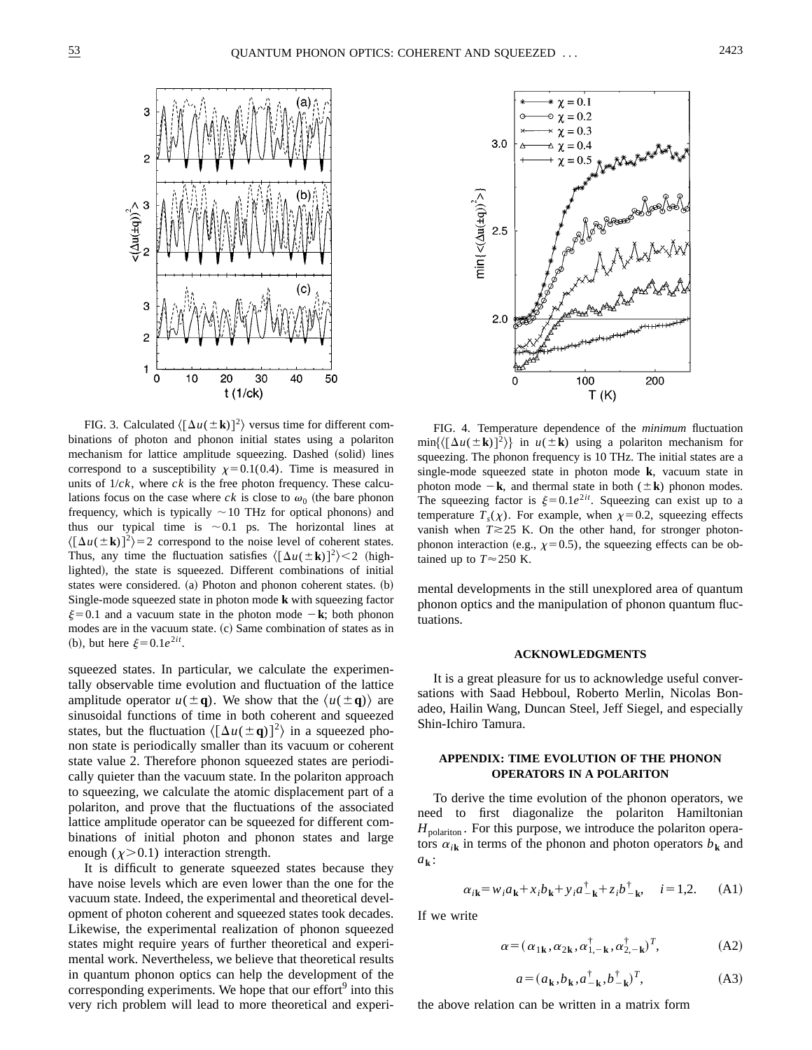FIG. 3. Calculated $\langle[\Delta u(\pm \mathbf{k})]^2\rangle$ versus time for different combinations of photon and phonon initial states using a polariton mechanism for lattice amplitude squeezing. Dashed (solid) lines correspond to a susceptibility $\chi=0.1(0.4)$. Time is measured in units of $1/ck$, where $ck$ is the free photon frequency. These calculations focus on the case where $ck$ is close to $\omega_0$ (the bare phonon frequency, which is typically $\sim$10 THz for optical phonons) and thus our typical time is $\sim$0.1 ps. The horizontal lines at $\langle[\Delta u(\pm \mathbf{k})]^2\rangle=2$ correspond to the noise level of coherent states. Thus, any time the fluctuation satisfies $\langle[\Delta u(\pm \mathbf{k})]^2\rangle<2$ (highlighted), the state is squeezed. Different combinations of initial states were considered. (a) Photon and phonon coherent states. (b) Single-mode squeezed state in photon mode $\mathbf{k}$ with squeezing factor $\xi=0.1$ and a vacuum state in the photon mode $-\mathbf{k}$; both phonon modes are in the vacuum state. (c) Same combination of states as in (b), but here $\xi=0.1e^{2it}$.

FIG. 4. Temperature dependence of the *minimum* fluctuation $\min\{\langle[\Delta u(\pm \mathbf{k})]^2\rangle\}$ in $u(\pm \mathbf{k})$ using a polariton mechanism for squeezing. The phonon frequency is 10 THz. The initial states are a single-mode squeezed state in photon mode $\mathbf{k}$, vacuum state in photon mode $-\mathbf{k}$, and thermal state in both $(\pm \mathbf{k})$ phonon modes. The squeezing factor is $\xi=0.1e^{2it}$. Squeezing can exist up to a temperature $T_s(\chi)$. For example, when $\chi=0.2$, squeezing effects vanish when $T\gtrsim 25$ K. On the other hand, for stronger photon-phonon interaction (e.g., $\chi=0.5$), the squeezing effects can be obtained up to $T\approx 250$ K.

squeezed states. In particular, we calculate the experimentally observable time evolution and fluctuation of the lattice amplitude operator $u(\pm \mathbf{q})$. We show that the $\langle u(\pm \mathbf{q})\rangle$ are sinusoidal functions of time in both coherent and squeezed states, but the fluctuation $\langle[\Delta u(\pm \mathbf{q})]^2\rangle$ in a squeezed phonon state is periodically smaller than its vacuum or coherent state value 2. Therefore phonon squeezed states are periodically quieter than the vacuum state. In the polariton approach to squeezing, we calculate the atomic displacement part of a polariton, and prove that the fluctuations of the associated lattice amplitude operator can be squeezed for different combinations of initial photon and phonon states and large enough ($\chi>0.1$) interaction strength.

It is difficult to generate squeezed states because they have noise levels which are even lower than the one for the vacuum state. Indeed, the experimental and theoretical development of photon coherent and squeezed states took decades. Likewise, the experimental realization of phonon squeezed states might require years of further theoretical and experimental work. Nevertheless, we believe that theoretical results in quantum phonon optics can help the development of the corresponding experiments. We hope that our effort[9] into this very rich problem will lead to more theoretical and experimental developments in the still unexplored area of quantum phonon optics and the manipulation of phonon quantum fluctuations.

## ACKNOWLEDGMENTS

It is a great pleasure for us to acknowledge useful conversations with Saad Hebboul, Roberto Merlin, Nicolas Bonadeo, Hailin Wang, Duncan Steel, Jeff Siegel, and especially Shin-Ichiro Tamura.

## APPENDIX: TIME EVOLUTION OF THE PHONON OPERATORS IN A POLARITON

To derive the time evolution of the phonon operators, we need to first diagonalize the polariton Hamiltonian $H_{\text{polariton}}$. For this purpose, we introduce the polariton operators $\alpha_{i\mathbf{k}}$ in terms of the phonon and photon operators $b_{\mathbf{k}}$ and $a_{\mathbf{k}}$:

$$\alpha_{i\mathbf{k}}=w_i a_{\mathbf{k}}+x_i b_{\mathbf{k}}+y_i a^{\dagger}_{-\mathbf{k}}+z_i b^{\dagger}_{-\mathbf{k}}, \quad i=1,2. \tag{A1}$$

If we write

$$\alpha=(\alpha_{1\mathbf{k}},\alpha_{2\mathbf{k}},\alpha^{\dagger}_{1,-\mathbf{k}},\alpha^{\dagger}_{2,-\mathbf{k}})^T, \tag{A2}$$

$$a=(a_{\mathbf{k}},b_{\mathbf{k}},a^{\dagger}_{-\mathbf{k}},b^{\dagger}_{-\mathbf{k}})^T, \tag{A3}$$

the above relation can be written in a matrix form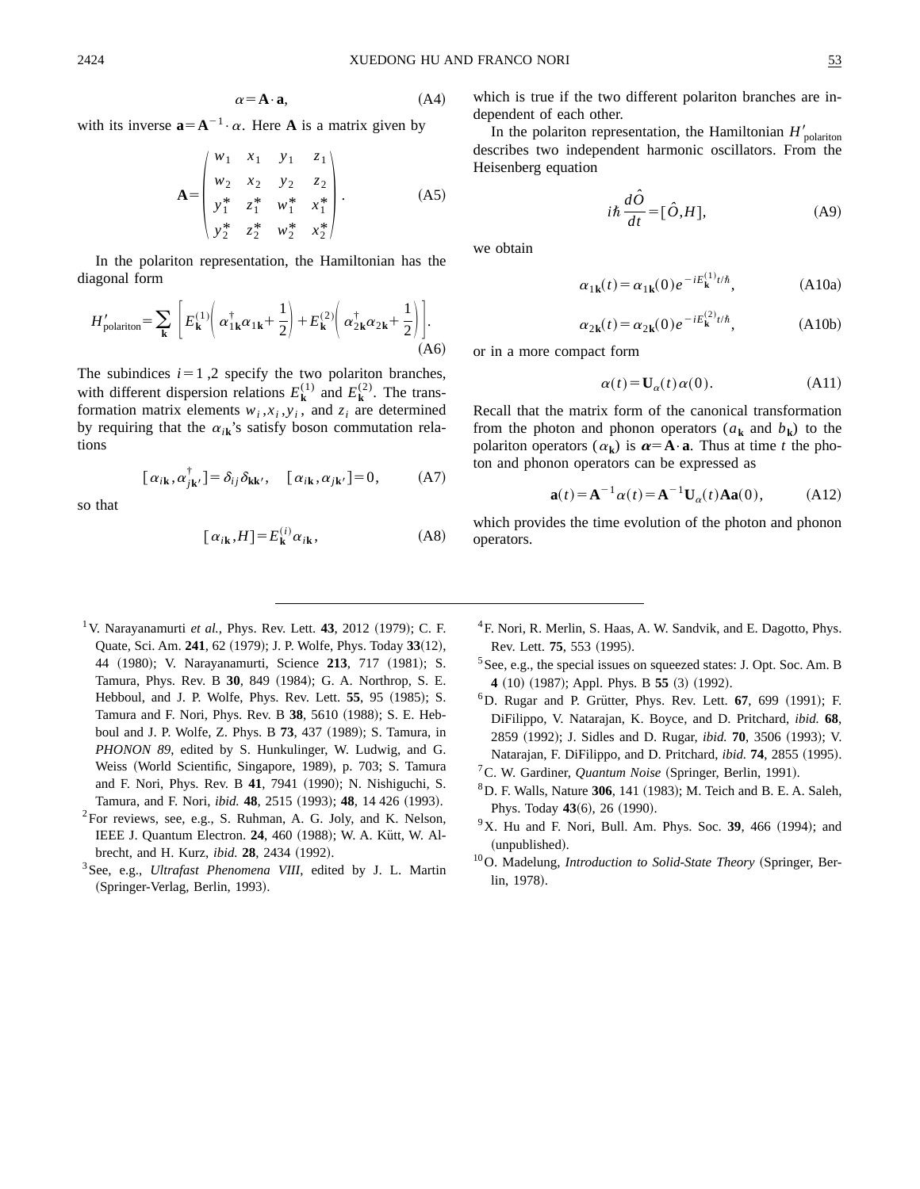$$\alpha = \mathbf{A} \cdot \mathbf{a}, \tag{A4}$$

with its inverse $\mathbf{a} = \mathbf{A}^{-1} \cdot \alpha$. Here $\mathbf{A}$ is a matrix given by

$$\mathbf{A} = \begin{pmatrix} w_1 & x_1 & y_1 & z_1 \\ w_2 & x_2 & y_2 & z_2 \\ y_1^* & z_1^* & w_1^* & x_1^* \\ y_2^* & z_2^* & w_2^* & x_2^* \end{pmatrix}. \tag{A5}$$

In the polariton representation, the Hamiltonian has the diagonal form

$$H'_{\text{polariton}} = \sum_{\mathbf{k}} \left[ E_{\mathbf{k}}^{(1)} \left( \alpha_{1\mathbf{k}}^{\dagger} \alpha_{1\mathbf{k}} + \frac{1}{2} \right) + E_{\mathbf{k}}^{(2)} \left( \alpha_{2\mathbf{k}}^{\dagger} \alpha_{2\mathbf{k}} + \frac{1}{2} \right) \right]. \tag{A6}$$

The subindices $i = 1, 2$ specify the two polariton branches, with different dispersion relations $E_{\mathbf{k}}^{(1)}$ and $E_{\mathbf{k}}^{(2)}$. The transformation matrix elements $w_i, x_i, y_i$, and $z_i$ are determined by requiring that the $\alpha_{i\mathbf{k}}$'s satisfy boson commutation relations

$$[\alpha_{i\mathbf{k}}, \alpha_{j\mathbf{k}'}^{\dagger}] = \delta_{ij} \delta_{\mathbf{k}\mathbf{k}'}, \quad [\alpha_{i\mathbf{k}}, \alpha_{j\mathbf{k}'}] = 0, \tag{A7}$$

so that

$$[\alpha_{i\mathbf{k}}, H] = E_{\mathbf{k}}^{(i)} \alpha_{i\mathbf{k}}, \tag{A8}$$

which is true if the two different polariton branches are independent of each other.

In the polariton representation, the Hamiltonian $H'_{\text{polariton}}$ describes two independent harmonic oscillators. From the Heisenberg equation

$$i\hbar \frac{d\hat{O}}{dt} = [\hat{O}, H], \tag{A9}$$

we obtain

$$\alpha_{1\mathbf{k}}(t) = \alpha_{1\mathbf{k}}(0) e^{-iE_{\mathbf{k}}^{(1)} t/\hbar}, \tag{A10a}$$

$$\alpha_{2\mathbf{k}}(t) = \alpha_{2\mathbf{k}}(0) e^{-iE_{\mathbf{k}}^{(2)} t/\hbar}, \tag{A10b}$$

or in a more compact form

$$\alpha(t) = \mathbf{U}_{\alpha}(t) \alpha(0). \tag{A11}$$

Recall that the matrix form of the canonical transformation from the photon and phonon operators ($a_{\mathbf{k}}$ and $b_{\mathbf{k}}$) to the polariton operators ($\alpha_{\mathbf{k}}$) is $\boldsymbol{\alpha} = \mathbf{A} \cdot \mathbf{a}$. Thus at time $t$ the photon and phonon operators can be expressed as

$$\mathbf{a}(t) = \mathbf{A}^{-1} \alpha(t) = \mathbf{A}^{-1} \mathbf{U}_{\alpha}(t) \mathbf{A} \mathbf{a}(0), \tag{A12}$$

which provides the time evolution of the photon and phonon operators.

---

[1] V. Narayanamurti *et al.*, Phys. Rev. Lett. **43**, 2012 (1979); C. F. Quate, Sci. Am. **241**, 62 (1979); J. P. Wolfe, Phys. Today **33**(12), 44 (1980); V. Narayanamurti, Science **213**, 717 (1981); S. Tamura, Phys. Rev. B **30**, 849 (1984); G. A. Northrop, S. E. Hebboul, and J. P. Wolfe, Phys. Rev. Lett. **55**, 95 (1985); S. Tamura and F. Nori, Phys. Rev. B **38**, 5610 (1988); S. E. Hebboul and J. P. Wolfe, Z. Phys. B **73**, 437 (1989); S. Tamura, in *PHONON 89*, edited by S. Hunkulinger, W. Ludwig, and G. Weiss (World Scientific, Singapore, 1989), p. 703; S. Tamura and F. Nori, Phys. Rev. B **41**, 7941 (1990); N. Nishiguchi, S. Tamura, and F. Nori, *ibid.* **48**, 2515 (1993); **48**, 14 426 (1993).

[2] For reviews, see, e.g., S. Ruhman, A. G. Joly, and K. Nelson, IEEE J. Quantum Electron. **24**, 460 (1988); W. A. Kütt, W. Albrecht, and H. Kurz, *ibid.* **28**, 2434 (1992).

[3] See, e.g., *Ultrafast Phenomena VIII*, edited by J. L. Martin (Springer-Verlag, Berlin, 1993).

[4] F. Nori, R. Merlin, S. Haas, A. W. Sandvik, and E. Dagotto, Phys. Rev. Lett. **75**, 553 (1995).

[5] See, e.g., the special issues on squeezed states: J. Opt. Soc. Am. B **4** (10) (1987); Appl. Phys. B **55** (3) (1992).

[6] D. Rugar and P. Grütter, Phys. Rev. Lett. **67**, 699 (1991); F. DiFilippo, V. Natarajan, K. Boyce, and D. Pritchard, *ibid.* **68**, 2859 (1992); J. Sidles and D. Rugar, *ibid.* **70**, 3506 (1993); V. Natarajan, F. DiFilippo, and D. Pritchard, *ibid.* **74**, 2855 (1995).

[7] C. W. Gardiner, *Quantum Noise* (Springer, Berlin, 1991).

[8] D. F. Walls, Nature **306**, 141 (1983); M. Teich and B. E. A. Saleh, Phys. Today **43**(6), 26 (1990).

[9] X. Hu and F. Nori, Bull. Am. Phys. Soc. **39**, 466 (1994); and (unpublished).

[10] O. Madelung, *Introduction to Solid-State Theory* (Springer, Berlin, 1978).